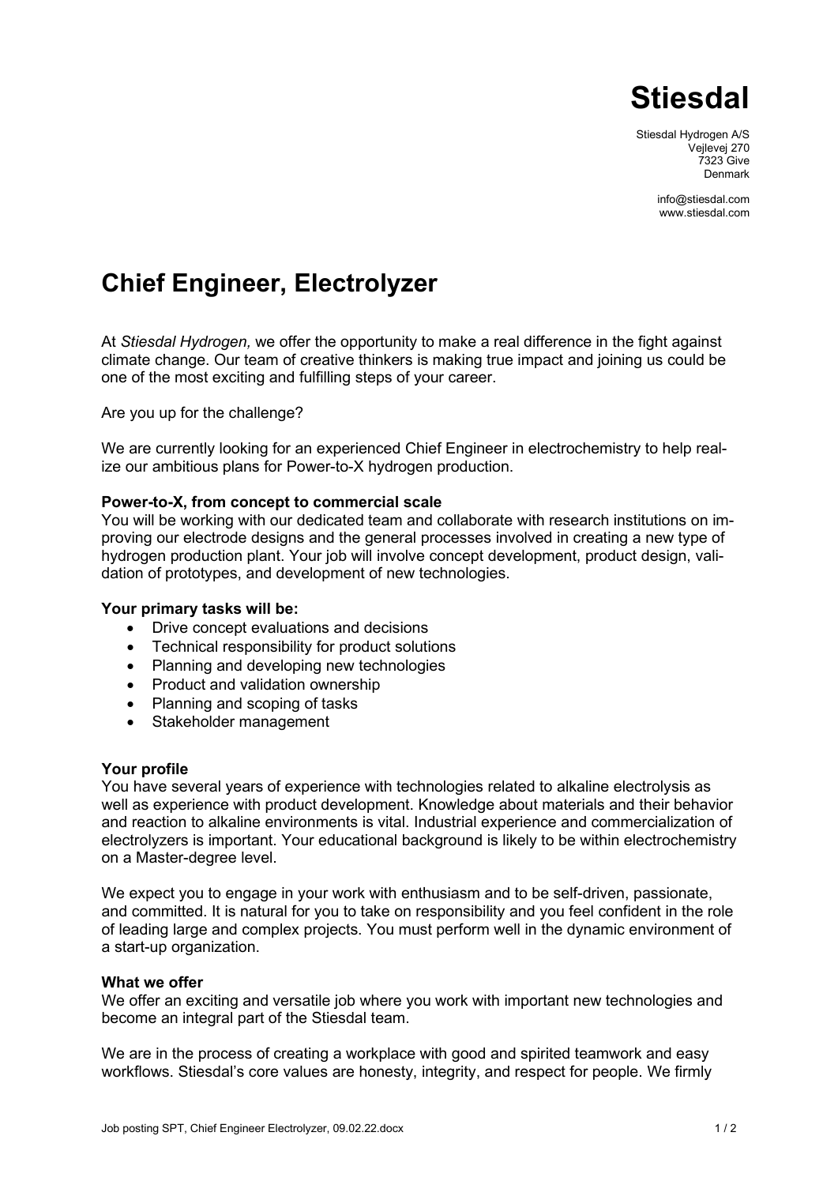# Stiesdal

Stiesdal Hydrogen A/S
Vejlevej 270
7323 Give
Denmark

info@stiesdal.com
www.stiesdal.com

## Chief Engineer, Electrolyzer

At *Stiesdal Hydrogen,* we offer the opportunity to make a real difference in the fight against climate change. Our team of creative thinkers is making true impact and joining us could be one of the most exciting and fulfilling steps of your career.

Are you up for the challenge?

We are currently looking for an experienced Chief Engineer in electrochemistry to help realize our ambitious plans for Power-to-X hydrogen production.

**Power-to-X, from concept to commercial scale**
You will be working with our dedicated team and collaborate with research institutions on improving our electrode designs and the general processes involved in creating a new type of hydrogen production plant. Your job will involve concept development, product design, validation of prototypes, and development of new technologies.

**Your primary tasks will be:**

- Drive concept evaluations and decisions
- Technical responsibility for product solutions
- Planning and developing new technologies
- Product and validation ownership
- Planning and scoping of tasks
- Stakeholder management

**Your profile**
You have several years of experience with technologies related to alkaline electrolysis as well as experience with product development. Knowledge about materials and their behavior and reaction to alkaline environments is vital. Industrial experience and commercialization of electrolyzers is important. Your educational background is likely to be within electrochemistry on a Master-degree level.

We expect you to engage in your work with enthusiasm and to be self-driven, passionate, and committed. It is natural for you to take on responsibility and you feel confident in the role of leading large and complex projects. You must perform well in the dynamic environment of a start-up organization.

**What we offer**
We offer an exciting and versatile job where you work with important new technologies and become an integral part of the Stiesdal team.

We are in the process of creating a workplace with good and spirited teamwork and easy workflows. Stiesdal's core values are honesty, integrity, and respect for people. We firmly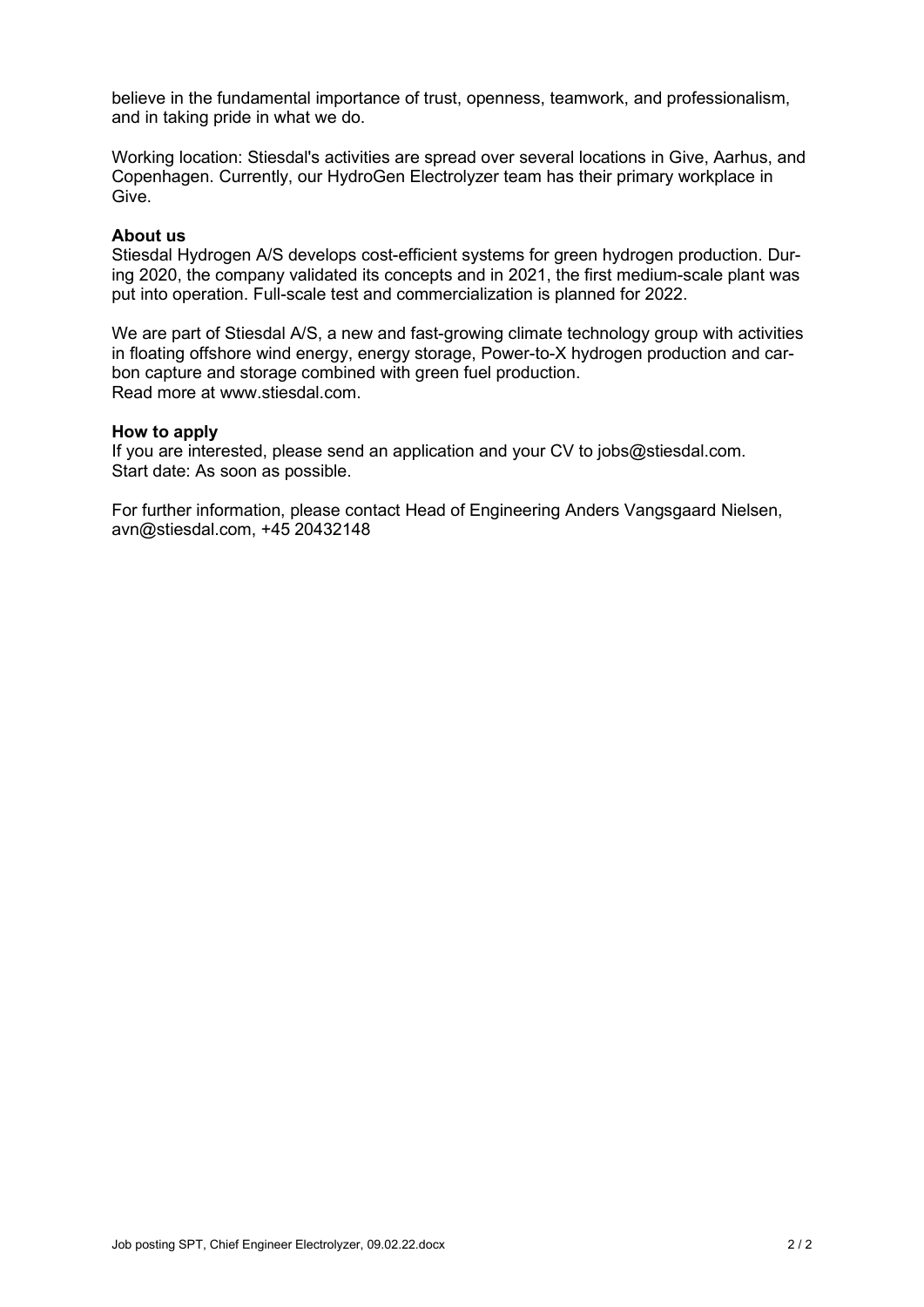believe in the fundamental importance of trust, openness, teamwork, and professionalism, and in taking pride in what we do.

Working location: Stiesdal's activities are spread over several locations in Give, Aarhus, and Copenhagen. Currently, our HydroGen Electrolyzer team has their primary workplace in Give.

**About us**
Stiesdal Hydrogen A/S develops cost-efficient systems for green hydrogen production. During 2020, the company validated its concepts and in 2021, the first medium-scale plant was put into operation. Full-scale test and commercialization is planned for 2022.

We are part of Stiesdal A/S, a new and fast-growing climate technology group with activities in floating offshore wind energy, energy storage, Power-to-X hydrogen production and carbon capture and storage combined with green fuel production.
Read more at www.stiesdal.com.

**How to apply**
If you are interested, please send an application and your CV to jobs@stiesdal.com.
Start date: As soon as possible.

For further information, please contact Head of Engineering Anders Vangsgaard Nielsen, avn@stiesdal.com, +45 20432148